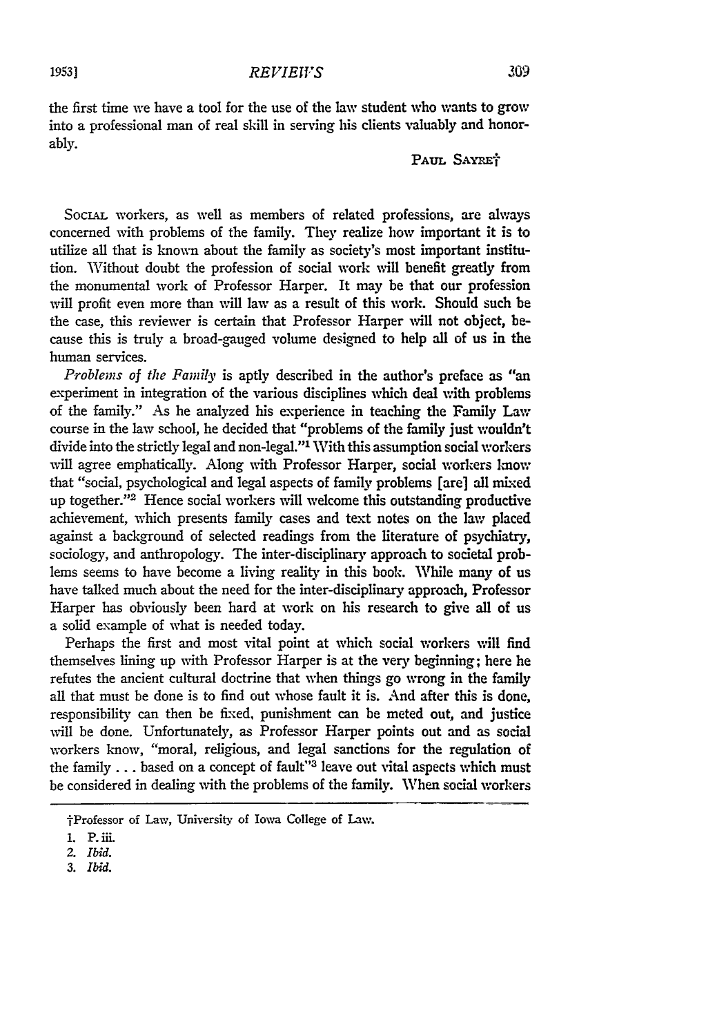the first time we have a tool for the use of the law student who wants to grow into a professional man of real skill in serving his clients valuably and honorably.

PAUL SAYRE†

SOCIAL workers, as well as members of related professions, are always concerned with problems of the family. They realize how important it is to utilize all that is known about the family as society's most important institution. Without doubt the profession of social work will benefit greatly from the monumental work of Professor Harper. It may be that our profession will profit even more than will law as a result of this work. Should such be the case, this reviewer is certain that Professor Harper will not object, because this is truly a broad-gauged volume designed to help all of us in the human services.

*Problems of the Family* is aptly described in the author's preface as "an experiment in integration of the various disciplines which deal with problems of the family." As he analyzed his experience in teaching the Family Law course in the law school, he decided that "problems of the family just wouldn't divide into the strictly legal and non-legal."[1] With this assumption social workers will agree emphatically. Along with Professor Harper, social workers know that "social, psychological and legal aspects of family problems [are] all mixed up together."[2] Hence social workers will welcome this outstanding productive achievement, which presents family cases and text notes on the law placed against a background of selected readings from the literature of psychiatry, sociology, and anthropology. The inter-disciplinary approach to societal problems seems to have become a living reality in this book. While many of us have talked much about the need for the inter-disciplinary approach, Professor Harper has obviously been hard at work on his research to give all of us a solid example of what is needed today.

Perhaps the first and most vital point at which social workers will find themselves lining up with Professor Harper is at the very beginning; here he refutes the ancient cultural doctrine that when things go wrong in the family all that must be done is to find out whose fault it is. And after this is done, responsibility can then be fixed, punishment can be meted out, and justice will be done. Unfortunately, as Professor Harper points out and as social workers know, "moral, religious, and legal sanctions for the regulation of the family . . . based on a concept of fault"[3] leave out vital aspects which must be considered in dealing with the problems of the family. When social workers

---

†Professor of Law, University of Iowa College of Law.

1. P. iii.
2. *Ibid.*
3. *Ibid.*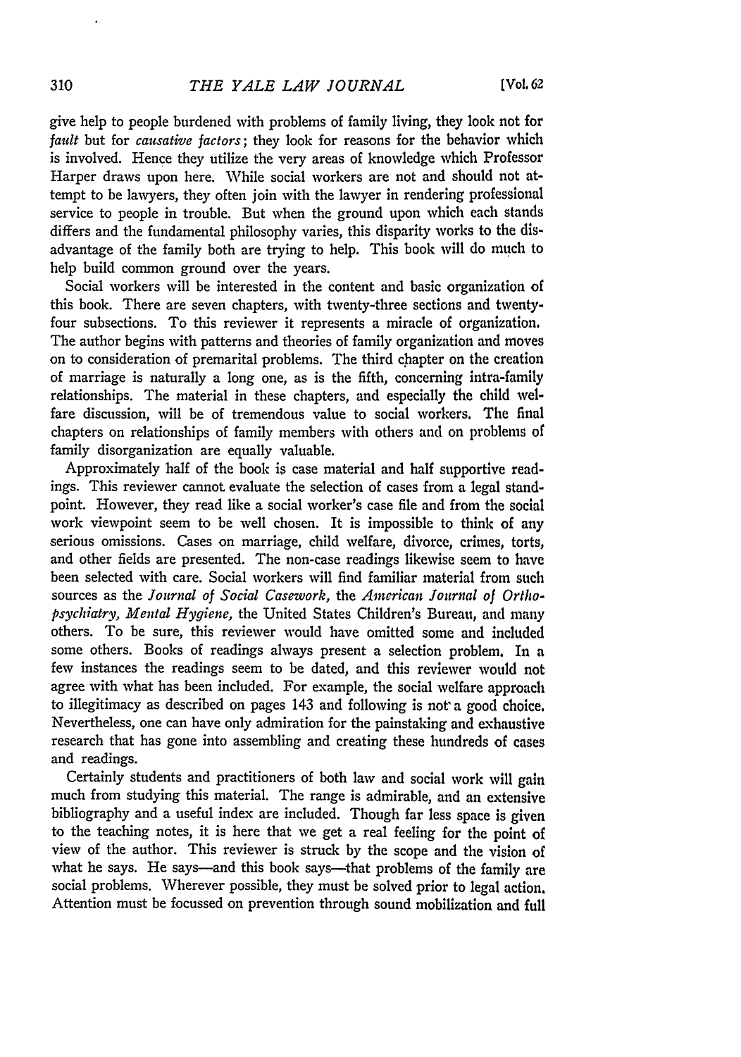give help to people burdened with problems of family living, they look not for *fault* but for *causative factors*; they look for reasons for the behavior which is involved. Hence they utilize the very areas of knowledge which Professor Harper draws upon here. While social workers are not and should not attempt to be lawyers, they often join with the lawyer in rendering professional service to people in trouble. But when the ground upon which each stands differs and the fundamental philosophy varies, this disparity works to the disadvantage of the family both are trying to help. This book will do much to help build common ground over the years.

Social workers will be interested in the content and basic organization of this book. There are seven chapters, with twenty-three sections and twenty-four subsections. To this reviewer it represents a miracle of organization. The author begins with patterns and theories of family organization and moves on to consideration of premarital problems. The third chapter on the creation of marriage is naturally a long one, as is the fifth, concerning intra-family relationships. The material in these chapters, and especially the child welfare discussion, will be of tremendous value to social workers. The final chapters on relationships of family members with others and on problems of family disorganization are equally valuable.

Approximately half of the book is case material and half supportive readings. This reviewer cannot evaluate the selection of cases from a legal standpoint. However, they read like a social worker's case file and from the social work viewpoint seem to be well chosen. It is impossible to think of any serious omissions. Cases on marriage, child welfare, divorce, crimes, torts, and other fields are presented. The non-case readings likewise seem to have been selected with care. Social workers will find familiar material from such sources as the *Journal of Social Casework*, the *American Journal of Orthopsychiatry, Mental Hygiene*, the United States Children's Bureau, and many others. To be sure, this reviewer would have omitted some and included some others. Books of readings always present a selection problem. In a few instances the readings seem to be dated, and this reviewer would not agree with what has been included. For example, the social welfare approach to illegitimacy as described on pages 143 and following is not a good choice. Nevertheless, one can have only admiration for the painstaking and exhaustive research that has gone into assembling and creating these hundreds of cases and readings.

Certainly students and practitioners of both law and social work will gain much from studying this material. The range is admirable, and an extensive bibliography and a useful index are included. Though far less space is given to the teaching notes, it is here that we get a real feeling for the point of view of the author. This reviewer is struck by the scope and the vision of what he says. He says—and this book says—that problems of the family are social problems. Wherever possible, they must be solved prior to legal action. Attention must be focussed on prevention through sound mobilization and full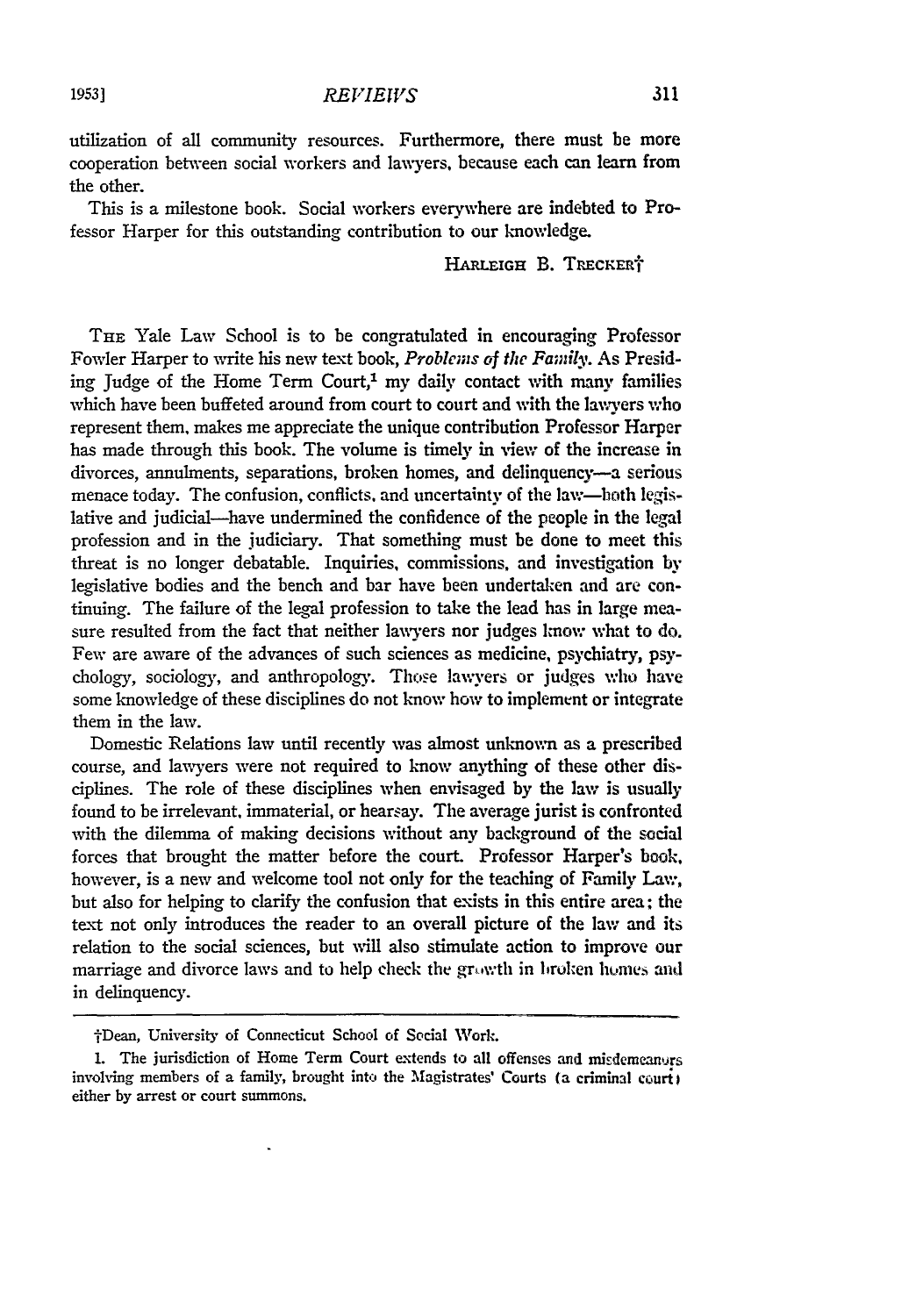utilization of all community resources. Furthermore, there must be more cooperation between social workers and lawyers, because each can learn from the other.

This is a milestone book. Social workers everywhere are indebted to Professor Harper for this outstanding contribution to our knowledge.

HARLEIGH B. TRECKER†

THE Yale Law School is to be congratulated in encouraging Professor Fowler Harper to write his new text book, *Problems of the Family*. As Presiding Judge of the Home Term Court,[1] my daily contact with many families which have been buffeted around from court to court and with the lawyers who represent them, makes me appreciate the unique contribution Professor Harper has made through this book. The volume is timely in view of the increase in divorces, annulments, separations, broken homes, and delinquency—a serious menace today. The confusion, conflicts, and uncertainty of the law—both legislative and judicial—have undermined the confidence of the people in the legal profession and in the judiciary. That something must be done to meet this threat is no longer debatable. Inquiries, commissions, and investigation by legislative bodies and the bench and bar have been undertaken and are continuing. The failure of the legal profession to take the lead has in large measure resulted from the fact that neither lawyers nor judges know what to do. Few are aware of the advances of such sciences as medicine, psychiatry, psychology, sociology, and anthropology. Those lawyers or judges who have some knowledge of these disciplines do not know how to implement or integrate them in the law.

Domestic Relations law until recently was almost unknown as a prescribed course, and lawyers were not required to know anything of these other disciplines. The role of these disciplines when envisaged by the law is usually found to be irrelevant, immaterial, or hearsay. The average jurist is confronted with the dilemma of making decisions without any background of the social forces that brought the matter before the court. Professor Harper's book, however, is a new and welcome tool not only for the teaching of Family Law, but also for helping to clarify the confusion that exists in this entire area; the text not only introduces the reader to an overall picture of the law and its relation to the social sciences, but will also stimulate action to improve our marriage and divorce laws and to help check the growth in broken homes and in delinquency.

†Dean, University of Connecticut School of Social Work.

1. The jurisdiction of Home Term Court extends to all offenses and misdemeanors involving members of a family, brought into the Magistrates' Courts (a criminal court) either by arrest or court summons.